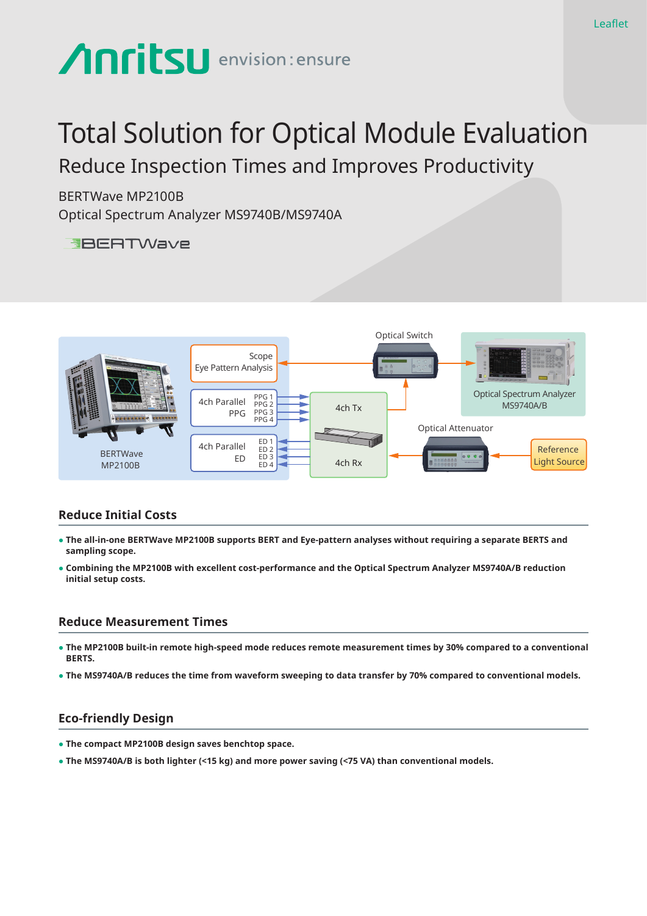Leaflet

Anritsu envision : ensure

# Total Solution for Optical Module Evaluation

## Reduce Inspection Times and Improves Productivity

BERTWave MP2100B

Optical Spectrum Analyzer MS9740B/MS9740A

BERTWave

Optical Switch

Scope
Eye Pattern Analysis

Optical Spectrum Analyzer
MS9740A/B

4ch Parallel
PPG

PPG 1
PPG 2
PPG 3
PPG 4

4ch Tx

Optical Attenuator

4ch Parallel
ED

ED 1
ED 2
ED 3
ED 4

4ch Rx

Reference
Light Source

BERTWave
MP2100B

### Reduce Initial Costs

- **The all-in-one BERTWave MP2100B supports BERT and Eye-pattern analyses without requiring a separate BERTS and sampling scope.**
- **Combining the MP2100B with excellent cost-performance and the Optical Spectrum Analyzer MS9740A/B reduction initial setup costs.**

### Reduce Measurement Times

- **The MP2100B built-in remote high-speed mode reduces remote measurement times by 30% compared to a conventional BERTS.**
- **The MS9740A/B reduces the time from waveform sweeping to data transfer by 70% compared to conventional models.**

### Eco-friendly Design

- **The compact MP2100B design saves benchtop space.**
- **The MS9740A/B is both lighter (<15 kg) and more power saving (<75 VA) than conventional models.**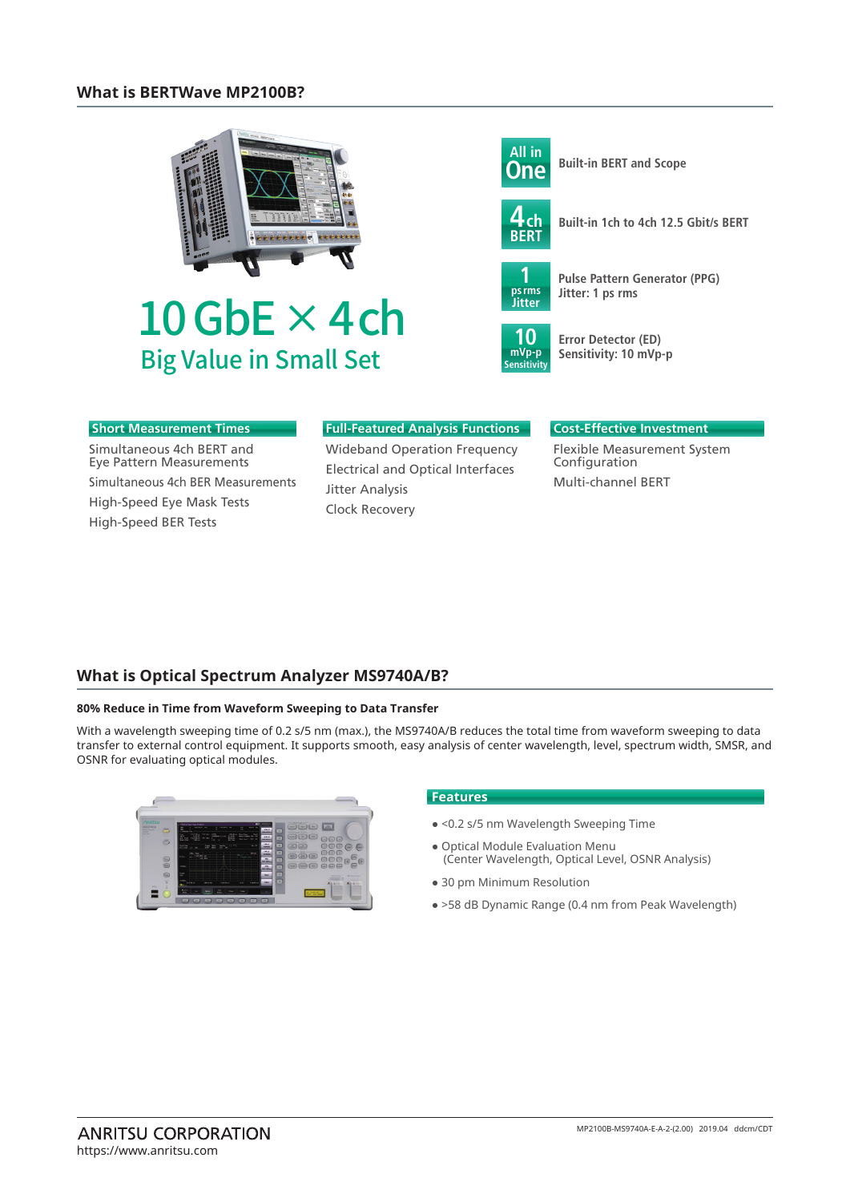## What is BERTWave MP2100B?

# 10 GbE × 4 ch

## Big Value in Small Set

**All in One** — Built-in BERT and Scope

**4ch BERT** — Built-in 1ch to 4ch 12.5 Gbit/s BERT

**1 ps rms Jitter** — Pulse Pattern Generator (PPG) Jitter: 1 ps rms

**10 mVp-p Sensitivity** — Error Detector (ED) Sensitivity: 10 mVp-p

### Short Measurement Times

- Simultaneous 4ch BERT and Eye Pattern Measurements
- Simultaneous 4ch BER Measurements
- High-Speed Eye Mask Tests
- High-Speed BER Tests

### Full-Featured Analysis Functions

- Wideband Operation Frequency
- Electrical and Optical Interfaces
- Jitter Analysis
- Clock Recovery

### Cost-Effective Investment

- Flexible Measurement System Configuration
- Multi-channel BERT

## What is Optical Spectrum Analyzer MS9740A/B?

**80% Reduce in Time from Waveform Sweeping to Data Transfer**

With a wavelength sweeping time of 0.2 s/5 nm (max.), the MS9740A/B reduces the total time from waveform sweeping to data transfer to external control equipment. It supports smooth, easy analysis of center wavelength, level, spectrum width, SMSR, and OSNR for evaluating optical modules.

### Features

- <0.2 s/5 nm Wavelength Sweeping Time
- Optical Module Evaluation Menu
  (Center Wavelength, Optical Level, OSNR Analysis)
- 30 pm Minimum Resolution
- >58 dB Dynamic Range (0.4 nm from Peak Wavelength)

ANRITSU CORPORATION
https://www.anritsu.com

MP2100B-MS9740A-E-A-2-(2.00) 2019.04 ddcm/CDT